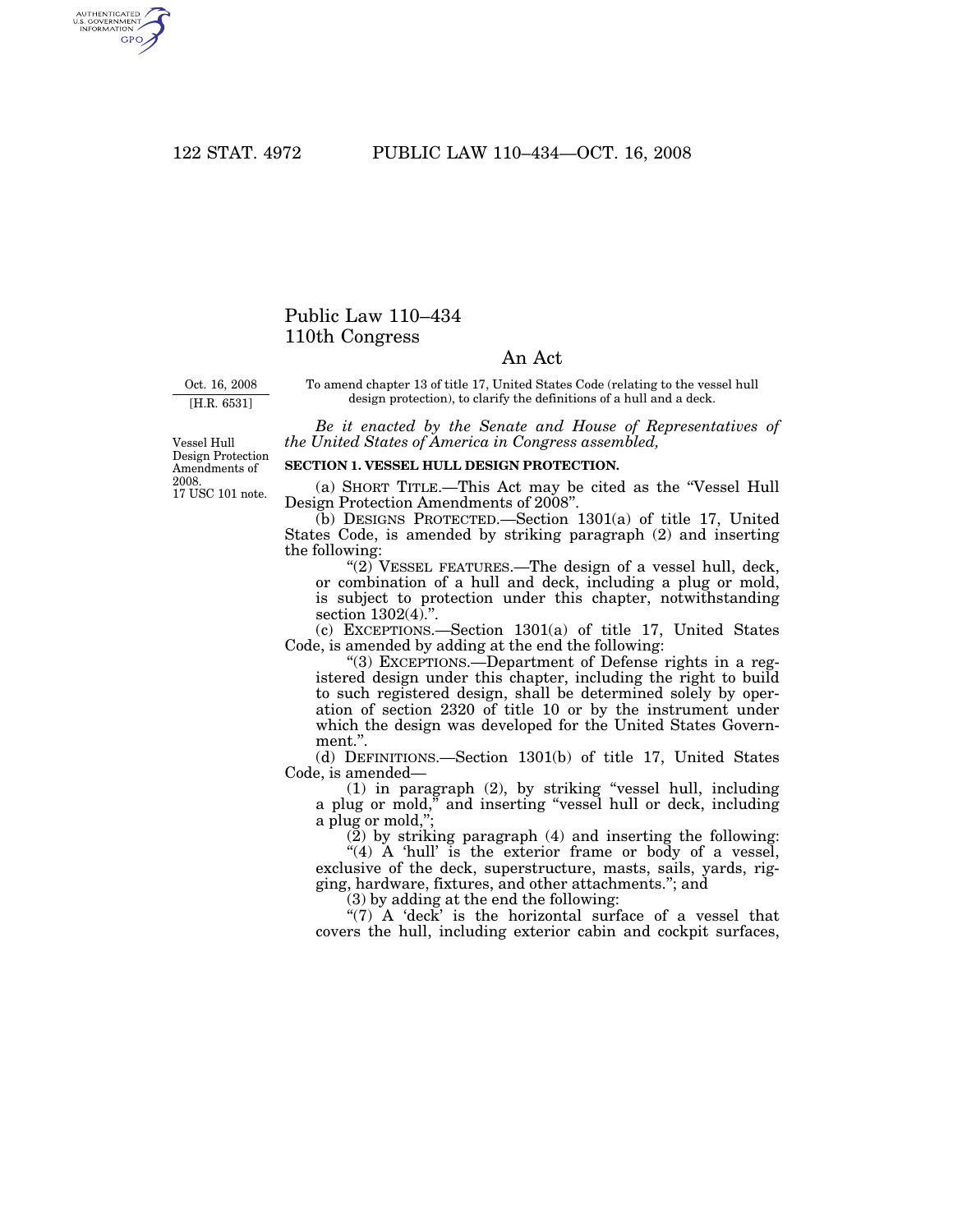# Public Law 110–434
## 110th Congress

## An Act

Oct. 16, 2008
[H.R. 6531]

To amend chapter 13 of title 17, United States Code (relating to the vessel hull design protection), to clarify the definitions of a hull and a deck.

Vessel Hull Design Protection Amendments of 2008.
17 USC 101 note.

*Be it enacted by the Senate and House of Representatives of the United States of America in Congress assembled,*

**SECTION 1. VESSEL HULL DESIGN PROTECTION.**

(a) SHORT TITLE.—This Act may be cited as the "Vessel Hull Design Protection Amendments of 2008".

(b) DESIGNS PROTECTED.—Section 1301(a) of title 17, United States Code, is amended by striking paragraph (2) and inserting the following:

"(2) VESSEL FEATURES.—The design of a vessel hull, deck, or combination of a hull and deck, including a plug or mold, is subject to protection under this chapter, notwithstanding section 1302(4).".

(c) EXCEPTIONS.—Section 1301(a) of title 17, United States Code, is amended by adding at the end the following:

"(3) EXCEPTIONS.—Department of Defense rights in a registered design under this chapter, including the right to build to such registered design, shall be determined solely by operation of section 2320 of title 10 or by the instrument under which the design was developed for the United States Government.".

(d) DEFINITIONS.—Section 1301(b) of title 17, United States Code, is amended—

(1) in paragraph (2), by striking "vessel hull, including a plug or mold," and inserting "vessel hull or deck, including a plug or mold,";

(2) by striking paragraph (4) and inserting the following:

"(4) A 'hull' is the exterior frame or body of a vessel, exclusive of the deck, superstructure, masts, sails, yards, rigging, hardware, fixtures, and other attachments."; and

(3) by adding at the end the following:

"(7) A 'deck' is the horizontal surface of a vessel that covers the hull, including exterior cabin and cockpit surfaces,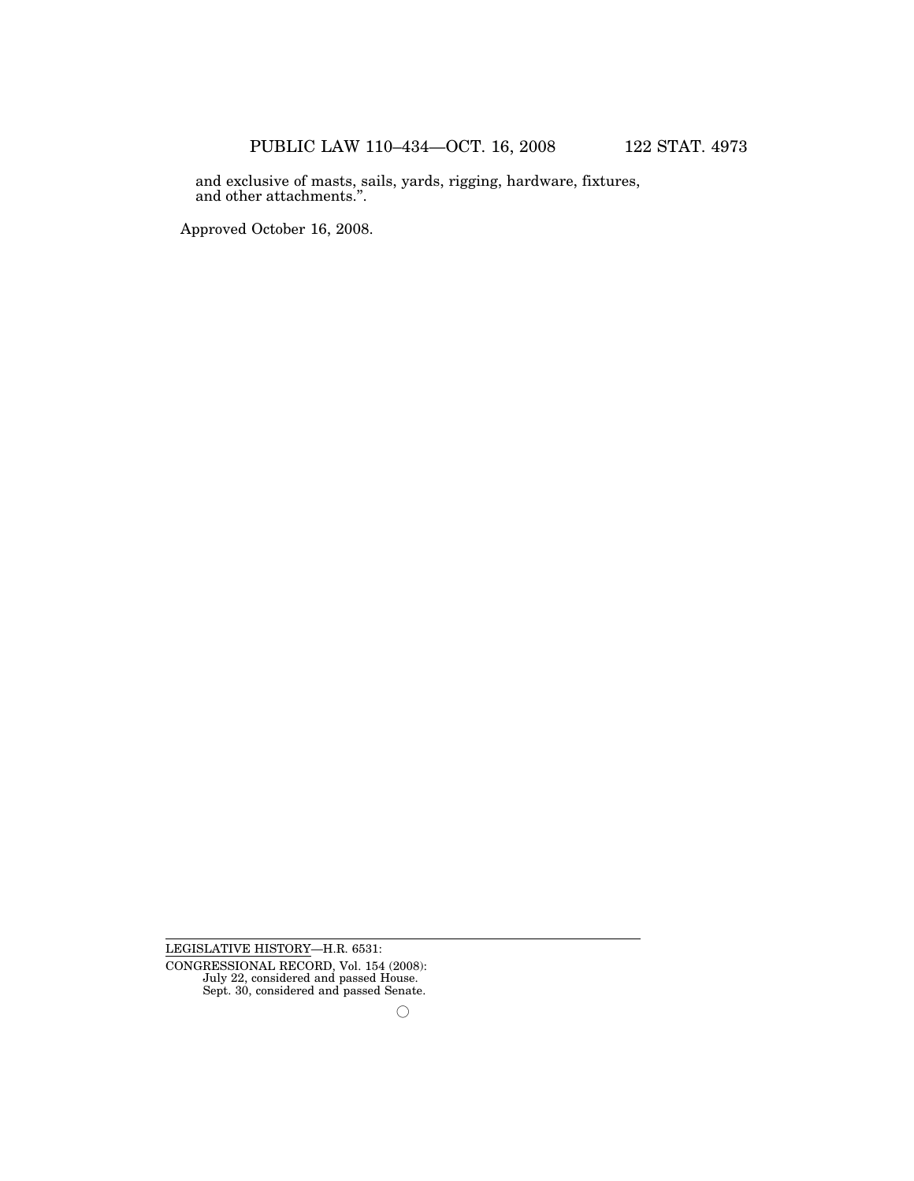and exclusive of masts, sails, yards, rigging, hardware, fixtures, and other attachments.".

Approved October 16, 2008.

---

LEGISLATIVE HISTORY—H.R. 6531:

CONGRESSIONAL RECORD, Vol. 154 (2008):
- July 22, considered and passed House.
- Sept. 30, considered and passed Senate.

○